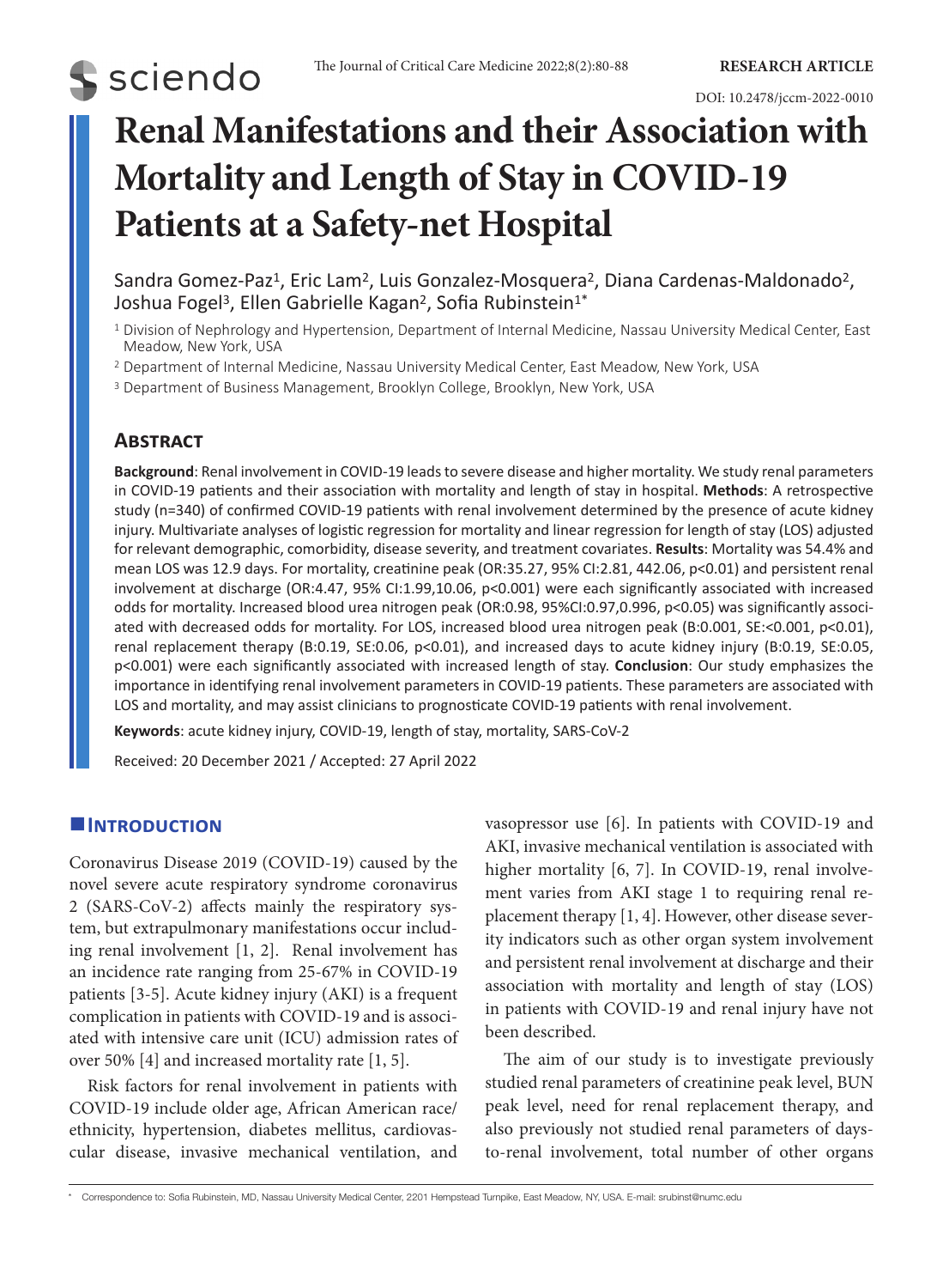RESEARCH ARTICLE

DOI: 10.2478/jccm-2022-0010

# Renal Manifestations and their Association with Mortality and Length of Stay in COVID-19 Patients at a Safety-net Hospital

Sandra Gomez-Paz[1], Eric Lam[2], Luis Gonzalez-Mosquera[2], Diana Cardenas-Maldonado[2], Joshua Fogel[3], Ellen Gabrielle Kagan[2], Sofia Rubinstein[1*]

[1] Division of Nephrology and Hypertension, Department of Internal Medicine, Nassau University Medical Center, East Meadow, New York, USA

[2] Department of Internal Medicine, Nassau University Medical Center, East Meadow, New York, USA

[3] Department of Business Management, Brooklyn College, Brooklyn, New York, USA

## Abstract

**Background**: Renal involvement in COVID-19 leads to severe disease and higher mortality. We study renal parameters in COVID-19 patients and their association with mortality and length of stay in hospital. **Methods**: A retrospective study (n=340) of confirmed COVID-19 patients with renal involvement determined by the presence of acute kidney injury. Multivariate analyses of logistic regression for mortality and linear regression for length of stay (LOS) adjusted for relevant demographic, comorbidity, disease severity, and treatment covariates. **Results**: Mortality was 54.4% and mean LOS was 12.9 days. For mortality, creatinine peak (OR:35.27, 95% CI:2.81, 442.06, p<0.01) and persistent renal involvement at discharge (OR:4.47, 95% CI:1.99,10.06, p<0.001) were each significantly associated with increased odds for mortality. Increased blood urea nitrogen peak (OR:0.98, 95%CI:0.97,0.996, p<0.05) was significantly associated with decreased odds for mortality. For LOS, increased blood urea nitrogen peak (B:0.001, SE:<0.001, p<0.01), renal replacement therapy (B:0.19, SE:0.06, p<0.01), and increased days to acute kidney injury (B:0.19, SE:0.05, p<0.001) were each significantly associated with increased length of stay. **Conclusion**: Our study emphasizes the importance in identifying renal involvement parameters in COVID-19 patients. These parameters are associated with LOS and mortality, and may assist clinicians to prognosticate COVID-19 patients with renal involvement.

**Keywords**: acute kidney injury, COVID-19, length of stay, mortality, SARS-CoV-2

Received: 20 December 2021 / Accepted: 27 April 2022

## Introduction

Coronavirus Disease 2019 (COVID-19) caused by the novel severe acute respiratory syndrome coronavirus 2 (SARS-CoV-2) affects mainly the respiratory system, but extrapulmonary manifestations occur including renal involvement [1, 2]. Renal involvement has an incidence rate ranging from 25-67% in COVID-19 patients [3-5]. Acute kidney injury (AKI) is a frequent complication in patients with COVID-19 and is associated with intensive care unit (ICU) admission rates of over 50% [4] and increased mortality rate [1, 5].

Risk factors for renal involvement in patients with COVID-19 include older age, African American race/ethnicity, hypertension, diabetes mellitus, cardiovascular disease, invasive mechanical ventilation, and vasopressor use [6]. In patients with COVID-19 and AKI, invasive mechanical ventilation is associated with higher mortality [6, 7]. In COVID-19, renal involvement varies from AKI stage 1 to requiring renal replacement therapy [1, 4]. However, other disease severity indicators such as other organ system involvement and persistent renal involvement at discharge and their association with mortality and length of stay (LOS) in patients with COVID-19 and renal injury have not been described.

The aim of our study is to investigate previously studied renal parameters of creatinine peak level, BUN peak level, need for renal replacement therapy, and also previously not studied renal parameters of days-to-renal involvement, total number of other organs

* Correspondence to: Sofia Rubinstein, MD, Nassau University Medical Center, 2201 Hempstead Turnpike, East Meadow, NY, USA. E-mail: srubinst@numc.edu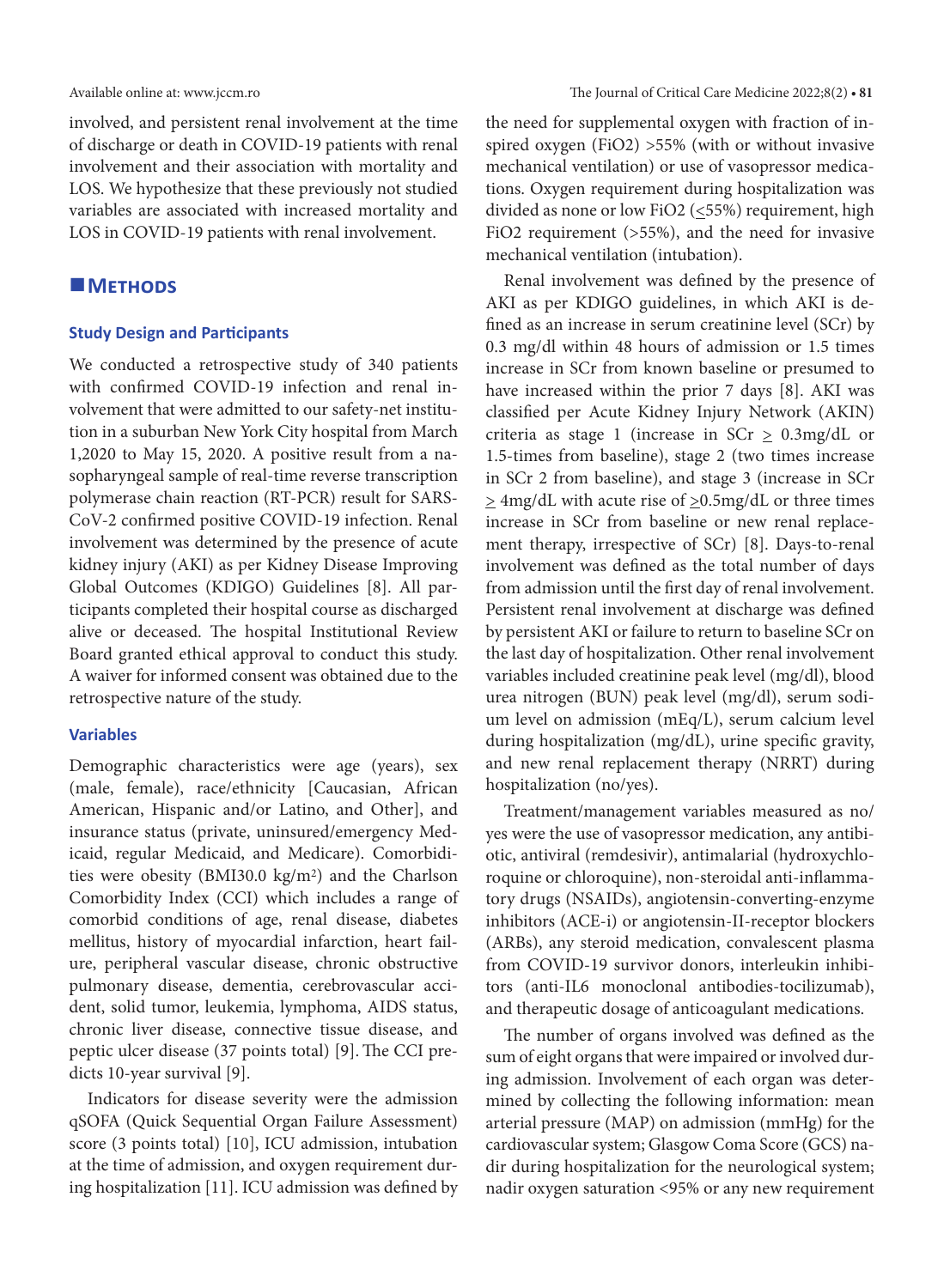involved, and persistent renal involvement at the time of discharge or death in COVID-19 patients with renal involvement and their association with mortality and LOS. We hypothesize that these previously not studied variables are associated with increased mortality and LOS in COVID-19 patients with renal involvement.

## Methods

### Study Design and Participants

We conducted a retrospective study of 340 patients with confirmed COVID-19 infection and renal involvement that were admitted to our safety-net institution in a suburban New York City hospital from March 1,2020 to May 15, 2020. A positive result from a nasopharyngeal sample of real-time reverse transcription polymerase chain reaction (RT-PCR) result for SARS-CoV-2 confirmed positive COVID-19 infection. Renal involvement was determined by the presence of acute kidney injury (AKI) as per Kidney Disease Improving Global Outcomes (KDIGO) Guidelines [8]. All participants completed their hospital course as discharged alive or deceased. The hospital Institutional Review Board granted ethical approval to conduct this study. A waiver for informed consent was obtained due to the retrospective nature of the study.

### Variables

Demographic characteristics were age (years), sex (male, female), race/ethnicity [Caucasian, African American, Hispanic and/or Latino, and Other], and insurance status (private, uninsured/emergency Medicaid, regular Medicaid, and Medicare). Comorbidities were obesity (BMI30.0 kg/m$^2$) and the Charlson Comorbidity Index (CCI) which includes a range of comorbid conditions of age, renal disease, diabetes mellitus, history of myocardial infarction, heart failure, peripheral vascular disease, chronic obstructive pulmonary disease, dementia, cerebrovascular accident, solid tumor, leukemia, lymphoma, AIDS status, chronic liver disease, connective tissue disease, and peptic ulcer disease (37 points total) [9]. The CCI predicts 10-year survival [9].

Indicators for disease severity were the admission qSOFA (Quick Sequential Organ Failure Assessment) score (3 points total) [10], ICU admission, intubation at the time of admission, and oxygen requirement during hospitalization [11]. ICU admission was defined by the need for supplemental oxygen with fraction of inspired oxygen (FiO2) >55% (with or without invasive mechanical ventilation) or use of vasopressor medications. Oxygen requirement during hospitalization was divided as none or low FiO2 ($\leq$55%) requirement, high FiO2 requirement (>55%), and the need for invasive mechanical ventilation (intubation).

Renal involvement was defined by the presence of AKI as per KDIGO guidelines, in which AKI is defined as an increase in serum creatinine level (SCr) by 0.3 mg/dl within 48 hours of admission or 1.5 times increase in SCr from known baseline or presumed to have increased within the prior 7 days [8]. AKI was classified per Acute Kidney Injury Network (AKIN) criteria as stage 1 (increase in SCr $\geq$ 0.3mg/dL or 1.5-times from baseline), stage 2 (two times increase in SCr 2 from baseline), and stage 3 (increase in SCr $\geq$ 4mg/dL with acute rise of $\geq$0.5mg/dL or three times increase in SCr from baseline or new renal replacement therapy, irrespective of SCr) [8]. Days-to-renal involvement was defined as the total number of days from admission until the first day of renal involvement. Persistent renal involvement at discharge was defined by persistent AKI or failure to return to baseline SCr on the last day of hospitalization. Other renal involvement variables included creatinine peak level (mg/dl), blood urea nitrogen (BUN) peak level (mg/dl), serum sodium level on admission (mEq/L), serum calcium level during hospitalization (mg/dL), urine specific gravity, and new renal replacement therapy (NRRT) during hospitalization (no/yes).

Treatment/management variables measured as no/yes were the use of vasopressor medication, any antibiotic, antiviral (remdesivir), antimalarial (hydroxychloroquine or chloroquine), non-steroidal anti-inflammatory drugs (NSAIDs), angiotensin-converting-enzyme inhibitors (ACE-i) or angiotensin-II-receptor blockers (ARBs), any steroid medication, convalescent plasma from COVID-19 survivor donors, interleukin inhibitors (anti-IL6 monoclonal antibodies-tocilizumab), and therapeutic dosage of anticoagulant medications.

The number of organs involved was defined as the sum of eight organs that were impaired or involved during admission. Involvement of each organ was determined by collecting the following information: mean arterial pressure (MAP) on admission (mmHg) for the cardiovascular system; Glasgow Coma Score (GCS) nadir during hospitalization for the neurological system; nadir oxygen saturation <95% or any new requirement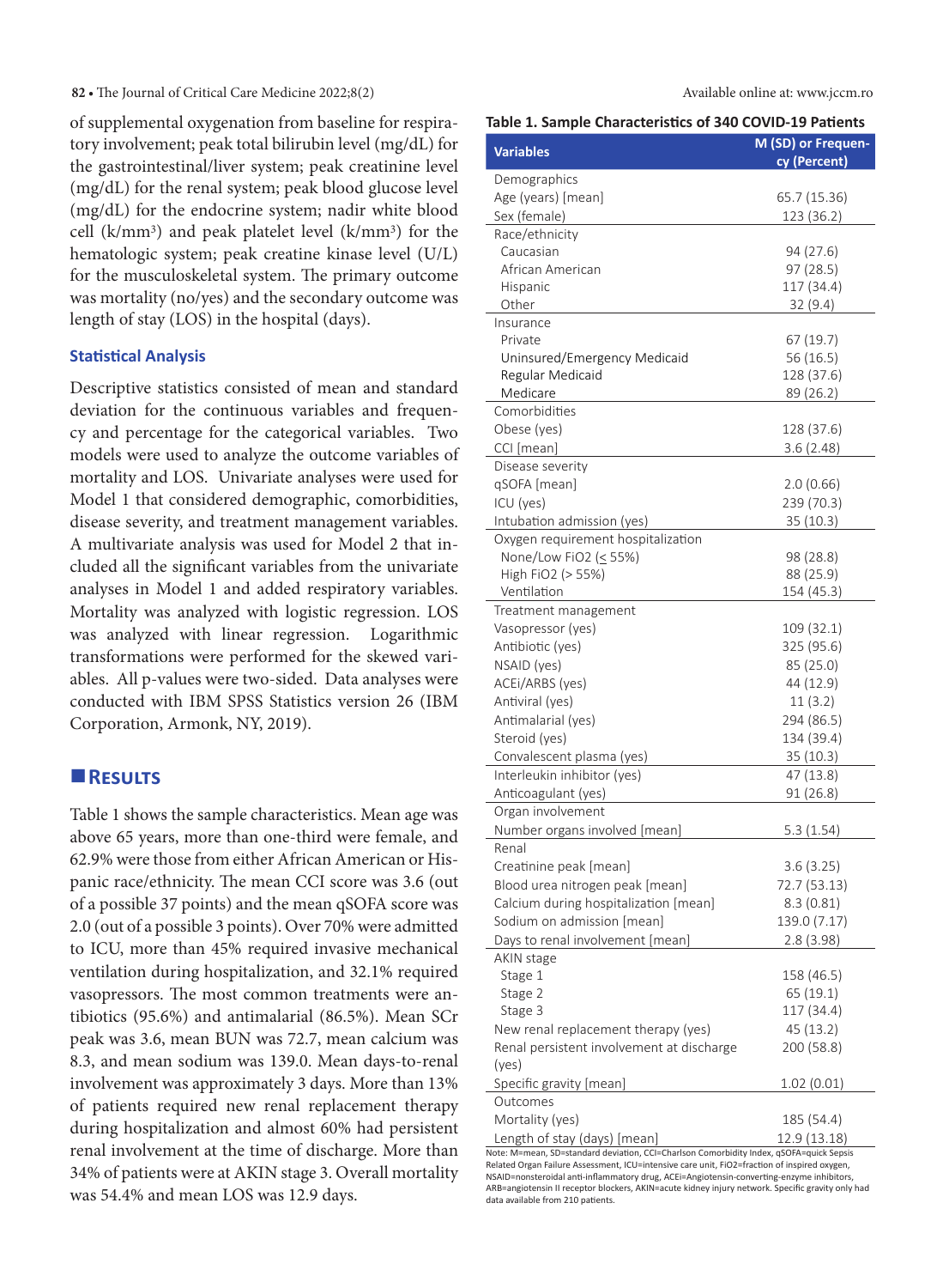of supplemental oxygenation from baseline for respiratory involvement; peak total bilirubin level (mg/dL) for the gastrointestinal/liver system; peak creatinine level (mg/dL) for the renal system; peak blood glucose level (mg/dL) for the endocrine system; nadir white blood cell (k/mm³) and peak platelet level (k/mm³) for the hematologic system; peak creatine kinase level (U/L) for the musculoskeletal system. The primary outcome was mortality (no/yes) and the secondary outcome was length of stay (LOS) in the hospital (days).

### Statistical Analysis

Descriptive statistics consisted of mean and standard deviation for the continuous variables and frequency and percentage for the categorical variables. Two models were used to analyze the outcome variables of mortality and LOS. Univariate analyses were used for Model 1 that considered demographic, comorbidities, disease severity, and treatment management variables. A multivariate analysis was used for Model 2 that included all the significant variables from the univariate analyses in Model 1 and added respiratory variables. Mortality was analyzed with logistic regression. LOS was analyzed with linear regression. Logarithmic transformations were performed for the skewed variables. All p-values were two-sided. Data analyses were conducted with IBM SPSS Statistics version 26 (IBM Corporation, Armonk, NY, 2019).

## Results

Table 1 shows the sample characteristics. Mean age was above 65 years, more than one-third were female, and 62.9% were those from either African American or Hispanic race/ethnicity. The mean CCI score was 3.6 (out of a possible 37 points) and the mean qSOFA score was 2.0 (out of a possible 3 points). Over 70% were admitted to ICU, more than 45% required invasive mechanical ventilation during hospitalization, and 32.1% required vasopressors. The most common treatments were antibiotics (95.6%) and antimalarial (86.5%). Mean SCr peak was 3.6, mean BUN was 72.7, mean calcium was 8.3, and mean sodium was 139.0. Mean days-to-renal involvement was approximately 3 days. More than 13% of patients required new renal replacement therapy during hospitalization and almost 60% had persistent renal involvement at the time of discharge. More than 34% of patients were at AKIN stage 3. Overall mortality was 54.4% and mean LOS was 12.9 days.

**Table 1. Sample Characteristics of 340 COVID-19 Patients**

| Variables | M (SD) or Frequency (Percent) |
|---|---|
| Demographics | |
| Age (years) [mean] | 65.7 (15.36) |
| Sex (female) | 123 (36.2) |
| Race/ethnicity | |
| Caucasian | 94 (27.6) |
| African American | 97 (28.5) |
| Hispanic | 117 (34.4) |
| Other | 32 (9.4) |
| Insurance | |
| Private | 67 (19.7) |
| Uninsured/Emergency Medicaid | 56 (16.5) |
| Regular Medicaid | 128 (37.6) |
| Medicare | 89 (26.2) |
| Comorbidities | |
| Obese (yes) | 128 (37.6) |
| CCI [mean] | 3.6 (2.48) |
| Disease severity | |
| qSOFA [mean] | 2.0 (0.66) |
| ICU (yes) | 239 (70.3) |
| Intubation admission (yes) | 35 (10.3) |
| Oxygen requirement hospitalization | |
| None/Low FiO2 (≤ 55%) | 98 (28.8) |
| High FiO2 (> 55%) | 88 (25.9) |
| Ventilation | 154 (45.3) |
| Treatment management | |
| Vasopressor (yes) | 109 (32.1) |
| Antibiotic (yes) | 325 (95.6) |
| NSAID (yes) | 85 (25.0) |
| ACEi/ARBS (yes) | 44 (12.9) |
| Antiviral (yes) | 11 (3.2) |
| Antimalarial (yes) | 294 (86.5) |
| Steroid (yes) | 134 (39.4) |
| Convalescent plasma (yes) | 35 (10.3) |
| Interleukin inhibitor (yes) | 47 (13.8) |
| Anticoagulant (yes) | 91 (26.8) |
| Organ involvement | |
| Number organs involved [mean] | 5.3 (1.54) |
| Renal | |
| Creatinine peak [mean] | 3.6 (3.25) |
| Blood urea nitrogen peak [mean] | 72.7 (53.13) |
| Calcium during hospitalization [mean] | 8.3 (0.81) |
| Sodium on admission [mean] | 139.0 (7.17) |
| Days to renal involvement [mean] | 2.8 (3.98) |
| AKIN stage | |
| Stage 1 | 158 (46.5) |
| Stage 2 | 65 (19.1) |
| Stage 3 | 117 (34.4) |
| New renal replacement therapy (yes) | 45 (13.2) |
| Renal persistent involvement at discharge (yes) | 200 (58.8) |
| Specific gravity [mean] | 1.02 (0.01) |
| Outcomes | |
| Mortality (yes) | 185 (54.4) |
| Length of stay (days) [mean] | 12.9 (13.18) |

Note: M=mean, SD=standard deviation, CCI=Charlson Comorbidity Index, qSOFA=quick Sepsis Related Organ Failure Assessment, ICU=intensive care unit, FiO2=fraction of inspired oxygen, NSAID=nonsteroidal anti-inflammatory drug, ACEi=Angiotensin-converting-enzyme inhibitors, ARB=angiotensin II receptor blockers, AKIN=acute kidney injury network. Specific gravity only had data available from 210 patients.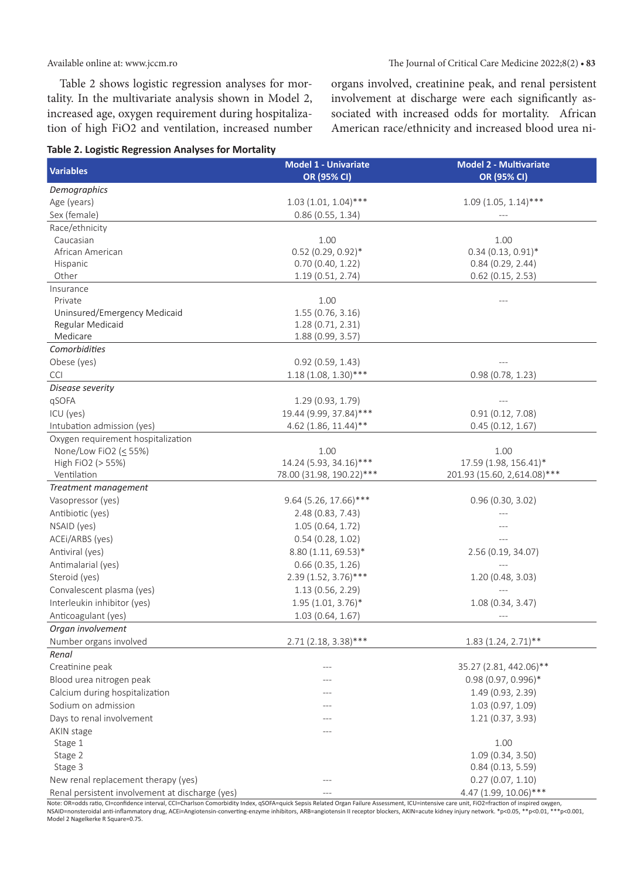Table 2 shows logistic regression analyses for mortality. In the multivariate analysis shown in Model 2, increased age, oxygen requirement during hospitalization of high FiO2 and ventilation, increased number organs involved, creatinine peak, and renal persistent involvement at discharge were each significantly associated with increased odds for mortality. African American race/ethnicity and increased blood urea ni-

**Table 2. Logistic Regression Analyses for Mortality**

| Variables | Model 1 - Univariate OR (95% CI) | Model 2 - Multivariate OR (95% CI) |
|---|---|---|
| *Demographics* | | |
| Age (years) | 1.03 (1.01, 1.04)*** | 1.09 (1.05, 1.14)*** |
| Sex (female) | 0.86 (0.55, 1.34) | --- |
| Race/ethnicity | | |
| Caucasian | 1.00 | 1.00 |
| African American | 0.52 (0.29, 0.92)* | 0.34 (0.13, 0.91)* |
| Hispanic | 0.70 (0.40, 1.22) | 0.84 (0.29, 2.44) |
| Other | 1.19 (0.51, 2.74) | 0.62 (0.15, 2.53) |
| Insurance | | |
| Private | 1.00 | --- |
| Uninsured/Emergency Medicaid | 1.55 (0.76, 3.16) | |
| Regular Medicaid | 1.28 (0.71, 2.31) | |
| Medicare | 1.88 (0.99, 3.57) | |
| *Comorbidities* | | |
| Obese (yes) | 0.92 (0.59, 1.43) | --- |
| CCI | 1.18 (1.08, 1.30)*** | 0.98 (0.78, 1.23) |
| *Disease severity* | | |
| qSOFA | 1.29 (0.93, 1.79) | --- |
| ICU (yes) | 19.44 (9.99, 37.84)*** | 0.91 (0.12, 7.08) |
| Intubation admission (yes) | 4.62 (1.86, 11.44)** | 0.45 (0.12, 1.67) |
| Oxygen requirement hospitalization | | |
| None/Low FiO2 (≤ 55%) | 1.00 | 1.00 |
| High FiO2 (> 55%) | 14.24 (5.93, 34.16)*** | 17.59 (1.98, 156.41)* |
| Ventilation | 78.00 (31.98, 190.22)*** | 201.93 (15.60, 2,614.08)*** |
| *Treatment management* | | |
| Vasopressor (yes) | 9.64 (5.26, 17.66)*** | 0.96 (0.30, 3.02) |
| Antibiotic (yes) | 2.48 (0.83, 7.43) | --- |
| NSAID (yes) | 1.05 (0.64, 1.72) | --- |
| ACEi/ARBS (yes) | 0.54 (0.28, 1.02) | --- |
| Antiviral (yes) | 8.80 (1.11, 69.53)* | 2.56 (0.19, 34.07) |
| Antimalarial (yes) | 0.66 (0.35, 1.26) | --- |
| Steroid (yes) | 2.39 (1.52, 3.76)*** | 1.20 (0.48, 3.03) |
| Convalescent plasma (yes) | 1.13 (0.56, 2.29) | --- |
| Interleukin inhibitor (yes) | 1.95 (1.01, 3.76)* | 1.08 (0.34, 3.47) |
| Anticoagulant (yes) | 1.03 (0.64, 1.67) | --- |
| *Organ involvement* | | |
| Number organs involved | 2.71 (2.18, 3.38)*** | 1.83 (1.24, 2.71)** |
| *Renal* | | |
| Creatinine peak | --- | 35.27 (2.81, 442.06)** |
| Blood urea nitrogen peak | --- | 0.98 (0.97, 0.996)* |
| Calcium during hospitalization | --- | 1.49 (0.93, 2.39) |
| Sodium on admission | --- | 1.03 (0.97, 1.09) |
| Days to renal involvement | --- | 1.21 (0.37, 3.93) |
| AKIN stage | --- | |
| Stage 1 | | 1.00 |
| Stage 2 | | 1.09 (0.34, 3.50) |
| Stage 3 | | 0.84 (0.13, 5.59) |
| New renal replacement therapy (yes) | --- | 0.27 (0.07, 1.10) |
| Renal persistent involvement at discharge (yes) | --- | 4.47 (1.99, 10.06)*** |

Note: OR=odds ratio, CI=confidence interval, CCI=Charlson Comorbidity Index, qSOFA=quick Sepsis Related Organ Failure Assessment, ICU=intensive care unit, FiO2=fraction of inspired oxygen, NSAID=nonsteroidal anti-inflammatory drug, ACEi=Angiotensin-converting-enzyme inhibitors, ARB=angiotensin II receptor blockers, AKIN=acute kidney injury network. *p<0.05, **p<0.01, ***p<0.001, Model 2 Nagelkerke R Square=0.75.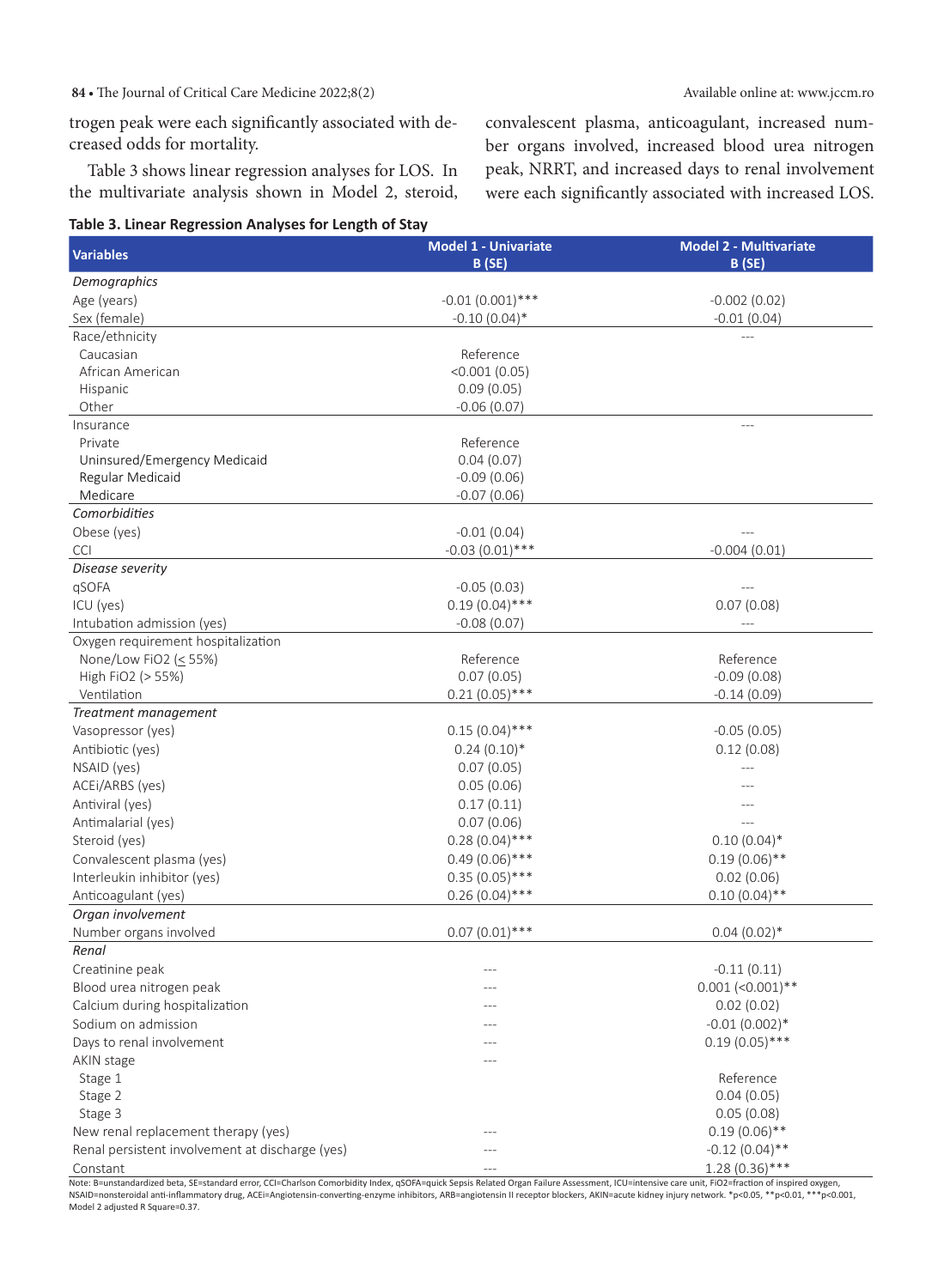trogen peak were each significantly associated with decreased odds for mortality.

Table 3 shows linear regression analyses for LOS. In the multivariate analysis shown in Model 2, steroid, convalescent plasma, anticoagulant, increased number organs involved, increased blood urea nitrogen peak, NRRT, and increased days to renal involvement were each significantly associated with increased LOS.

**Table 3. Linear Regression Analyses for Length of Stay**

| Variables | Model 1 - Univariate B (SE) | Model 2 - Multivariate B (SE) |
|---|---|---|
| *Demographics* | | |
| Age (years) | -0.01 (0.001)*** | -0.002 (0.02) |
| Sex (female) | -0.10 (0.04)* | -0.01 (0.04) |
| Race/ethnicity | | --- |
| Caucasian | Reference | |
| African American | <0.001 (0.05) | |
| Hispanic | 0.09 (0.05) | |
| Other | -0.06 (0.07) | |
| Insurance | | --- |
| Private | Reference | |
| Uninsured/Emergency Medicaid | 0.04 (0.07) | |
| Regular Medicaid | -0.09 (0.06) | |
| Medicare | -0.07 (0.06) | |
| *Comorbidities* | | |
| Obese (yes) | -0.01 (0.04) | --- |
| CCI | -0.03 (0.01)*** | -0.004 (0.01) |
| *Disease severity* | | |
| qSOFA | -0.05 (0.03) | --- |
| ICU (yes) | 0.19 (0.04)*** | 0.07 (0.08) |
| Intubation admission (yes) | -0.08 (0.07) | --- |
| Oxygen requirement hospitalization | | |
| None/Low FiO2 (≤ 55%) | Reference | Reference |
| High FiO2 (> 55%) | 0.07 (0.05) | -0.09 (0.08) |
| Ventilation | 0.21 (0.05)*** | -0.14 (0.09) |
| *Treatment management* | | |
| Vasopressor (yes) | 0.15 (0.04)*** | -0.05 (0.05) |
| Antibiotic (yes) | 0.24 (0.10)* | 0.12 (0.08) |
| NSAID (yes) | 0.07 (0.05) | --- |
| ACEi/ARBS (yes) | 0.05 (0.06) | --- |
| Antiviral (yes) | 0.17 (0.11) | --- |
| Antimalarial (yes) | 0.07 (0.06) | --- |
| Steroid (yes) | 0.28 (0.04)*** | 0.10 (0.04)* |
| Convalescent plasma (yes) | 0.49 (0.06)*** | 0.19 (0.06)** |
| Interleukin inhibitor (yes) | 0.35 (0.05)*** | 0.02 (0.06) |
| Anticoagulant (yes) | 0.26 (0.04)*** | 0.10 (0.04)** |
| *Organ involvement* | | |
| Number organs involved | 0.07 (0.01)*** | 0.04 (0.02)* |
| *Renal* | | |
| Creatinine peak | --- | -0.11 (0.11) |
| Blood urea nitrogen peak | --- | 0.001 (<0.001)** |
| Calcium during hospitalization | --- | 0.02 (0.02) |
| Sodium on admission | --- | -0.01 (0.002)* |
| Days to renal involvement | --- | 0.19 (0.05)*** |
| AKIN stage | --- | |
| Stage 1 | | Reference |
| Stage 2 | | 0.04 (0.05) |
| Stage 3 | | 0.05 (0.08) |
| New renal replacement therapy (yes) | --- | 0.19 (0.06)** |
| Renal persistent involvement at discharge (yes) | --- | -0.12 (0.04)** |
| Constant | --- | 1.28 (0.36)*** |

Note: B=unstandardized beta, SE=standard error, CCI=Charlson Comorbidity Index, qSOFA=quick Sepsis Related Organ Failure Assessment, ICU=intensive care unit, FiO2=fraction of inspired oxygen, NSAID=nonsteroidal anti-inflammatory drug, ACEi=Angiotensin-converting-enzyme inhibitors, ARB=angiotensin II receptor blockers, AKIN=acute kidney injury network. *p<0.05, **p<0.01, ***p<0.001, Model 2 adjusted R Square=0.37.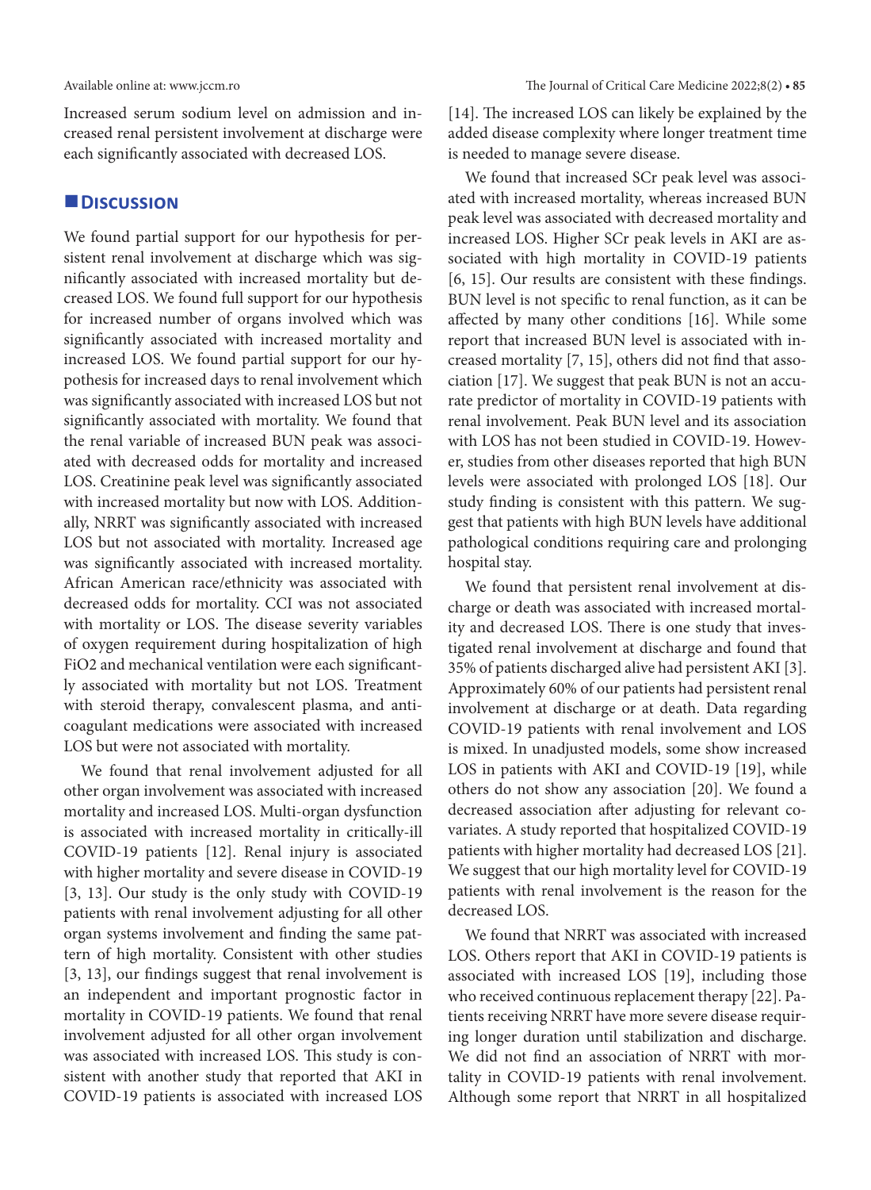Increased serum sodium level on admission and increased renal persistent involvement at discharge were each significantly associated with decreased LOS.

## Discussion

We found partial support for our hypothesis for persistent renal involvement at discharge which was significantly associated with increased mortality but decreased LOS. We found full support for our hypothesis for increased number of organs involved which was significantly associated with increased mortality and increased LOS. We found partial support for our hypothesis for increased days to renal involvement which was significantly associated with increased LOS but not significantly associated with mortality. We found that the renal variable of increased BUN peak was associated with decreased odds for mortality and increased LOS. Creatinine peak level was significantly associated with increased mortality but now with LOS. Additionally, NRRT was significantly associated with increased LOS but not associated with mortality. Increased age was significantly associated with increased mortality. African American race/ethnicity was associated with decreased odds for mortality. CCI was not associated with mortality or LOS. The disease severity variables of oxygen requirement during hospitalization of high FiO2 and mechanical ventilation were each significantly associated with mortality but not LOS. Treatment with steroid therapy, convalescent plasma, and anticoagulant medications were associated with increased LOS but were not associated with mortality.

We found that renal involvement adjusted for all other organ involvement was associated with increased mortality and increased LOS. Multi-organ dysfunction is associated with increased mortality in critically-ill COVID-19 patients [12]. Renal injury is associated with higher mortality and severe disease in COVID-19 [3, 13]. Our study is the only study with COVID-19 patients with renal involvement adjusting for all other organ systems involvement and finding the same pattern of high mortality. Consistent with other studies [3, 13], our findings suggest that renal involvement is an independent and important prognostic factor in mortality in COVID-19 patients. We found that renal involvement adjusted for all other organ involvement was associated with increased LOS. This study is consistent with another study that reported that AKI in COVID-19 patients is associated with increased LOS [14]. The increased LOS can likely be explained by the added disease complexity where longer treatment time is needed to manage severe disease.

We found that increased SCr peak level was associated with increased mortality, whereas increased BUN peak level was associated with decreased mortality and increased LOS. Higher SCr peak levels in AKI are associated with high mortality in COVID-19 patients [6, 15]. Our results are consistent with these findings. BUN level is not specific to renal function, as it can be affected by many other conditions [16]. While some report that increased BUN level is associated with increased mortality [7, 15], others did not find that association [17]. We suggest that peak BUN is not an accurate predictor of mortality in COVID-19 patients with renal involvement. Peak BUN level and its association with LOS has not been studied in COVID-19. However, studies from other diseases reported that high BUN levels were associated with prolonged LOS [18]. Our study finding is consistent with this pattern. We suggest that patients with high BUN levels have additional pathological conditions requiring care and prolonging hospital stay.

We found that persistent renal involvement at discharge or death was associated with increased mortality and decreased LOS. There is one study that investigated renal involvement at discharge and found that 35% of patients discharged alive had persistent AKI [3]. Approximately 60% of our patients had persistent renal involvement at discharge or at death. Data regarding COVID-19 patients with renal involvement and LOS is mixed. In unadjusted models, some show increased LOS in patients with AKI and COVID-19 [19], while others do not show any association [20]. We found a decreased association after adjusting for relevant covariates. A study reported that hospitalized COVID-19 patients with higher mortality had decreased LOS [21]. We suggest that our high mortality level for COVID-19 patients with renal involvement is the reason for the decreased LOS.

We found that NRRT was associated with increased LOS. Others report that AKI in COVID-19 patients is associated with increased LOS [19], including those who received continuous replacement therapy [22]. Patients receiving NRRT have more severe disease requiring longer duration until stabilization and discharge. We did not find an association of NRRT with mortality in COVID-19 patients with renal involvement. Although some report that NRRT in all hospitalized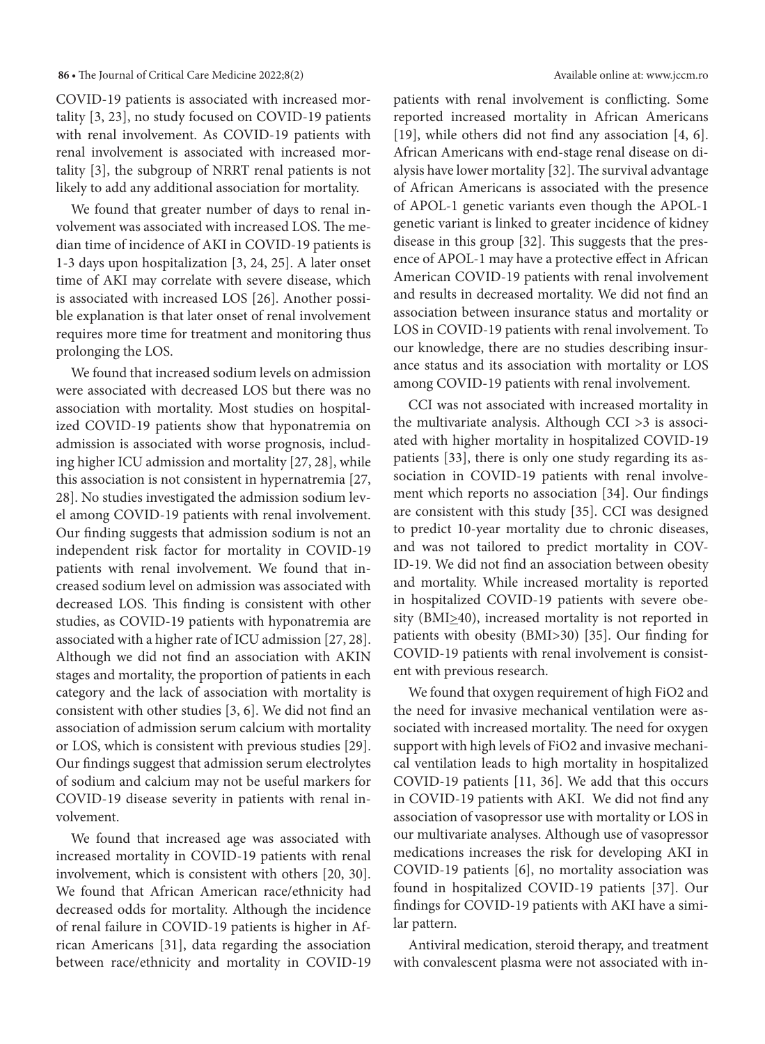COVID-19 patients is associated with increased mortality [3, 23], no study focused on COVID-19 patients with renal involvement. As COVID-19 patients with renal involvement is associated with increased mortality [3], the subgroup of NRRT renal patients is not likely to add any additional association for mortality.

We found that greater number of days to renal involvement was associated with increased LOS. The median time of incidence of AKI in COVID-19 patients is 1-3 days upon hospitalization [3, 24, 25]. A later onset time of AKI may correlate with severe disease, which is associated with increased LOS [26]. Another possible explanation is that later onset of renal involvement requires more time for treatment and monitoring thus prolonging the LOS.

We found that increased sodium levels on admission were associated with decreased LOS but there was no association with mortality. Most studies on hospitalized COVID-19 patients show that hyponatremia on admission is associated with worse prognosis, including higher ICU admission and mortality [27, 28], while this association is not consistent in hypernatremia [27, 28]. No studies investigated the admission sodium level among COVID-19 patients with renal involvement. Our finding suggests that admission sodium is not an independent risk factor for mortality in COVID-19 patients with renal involvement. We found that increased sodium level on admission was associated with decreased LOS. This finding is consistent with other studies, as COVID-19 patients with hyponatremia are associated with a higher rate of ICU admission [27, 28]. Although we did not find an association with AKIN stages and mortality, the proportion of patients in each category and the lack of association with mortality is consistent with other studies [3, 6]. We did not find an association of admission serum calcium with mortality or LOS, which is consistent with previous studies [29]. Our findings suggest that admission serum electrolytes of sodium and calcium may not be useful markers for COVID-19 disease severity in patients with renal involvement.

We found that increased age was associated with increased mortality in COVID-19 patients with renal involvement, which is consistent with others [20, 30]. We found that African American race/ethnicity had decreased odds for mortality. Although the incidence of renal failure in COVID-19 patients is higher in African Americans [31], data regarding the association between race/ethnicity and mortality in COVID-19 patients with renal involvement is conflicting. Some reported increased mortality in African Americans [19], while others did not find any association [4, 6]. African Americans with end-stage renal disease on dialysis have lower mortality [32]. The survival advantage of African Americans is associated with the presence of APOL-1 genetic variants even though the APOL-1 genetic variant is linked to greater incidence of kidney disease in this group [32]. This suggests that the presence of APOL-1 may have a protective effect in African American COVID-19 patients with renal involvement and results in decreased mortality. We did not find an association between insurance status and mortality or LOS in COVID-19 patients with renal involvement. To our knowledge, there are no studies describing insurance status and its association with mortality or LOS among COVID-19 patients with renal involvement.

CCI was not associated with increased mortality in the multivariate analysis. Although CCI >3 is associated with higher mortality in hospitalized COVID-19 patients [33], there is only one study regarding its association in COVID-19 patients with renal involvement which reports no association [34]. Our findings are consistent with this study [35]. CCI was designed to predict 10-year mortality due to chronic diseases, and was not tailored to predict mortality in COVID-19. We did not find an association between obesity and mortality. While increased mortality is reported in hospitalized COVID-19 patients with severe obesity (BMI≥40), increased mortality is not reported in patients with obesity (BMI>30) [35]. Our finding for COVID-19 patients with renal involvement is consistent with previous research.

We found that oxygen requirement of high FiO2 and the need for invasive mechanical ventilation were associated with increased mortality. The need for oxygen support with high levels of FiO2 and invasive mechanical ventilation leads to high mortality in hospitalized COVID-19 patients [11, 36]. We add that this occurs in COVID-19 patients with AKI. We did not find any association of vasopressor use with mortality or LOS in our multivariate analyses. Although use of vasopressor medications increases the risk for developing AKI in COVID-19 patients [6], no mortality association was found in hospitalized COVID-19 patients [37]. Our findings for COVID-19 patients with AKI have a similar pattern.

Antiviral medication, steroid therapy, and treatment with convalescent plasma were not associated with in-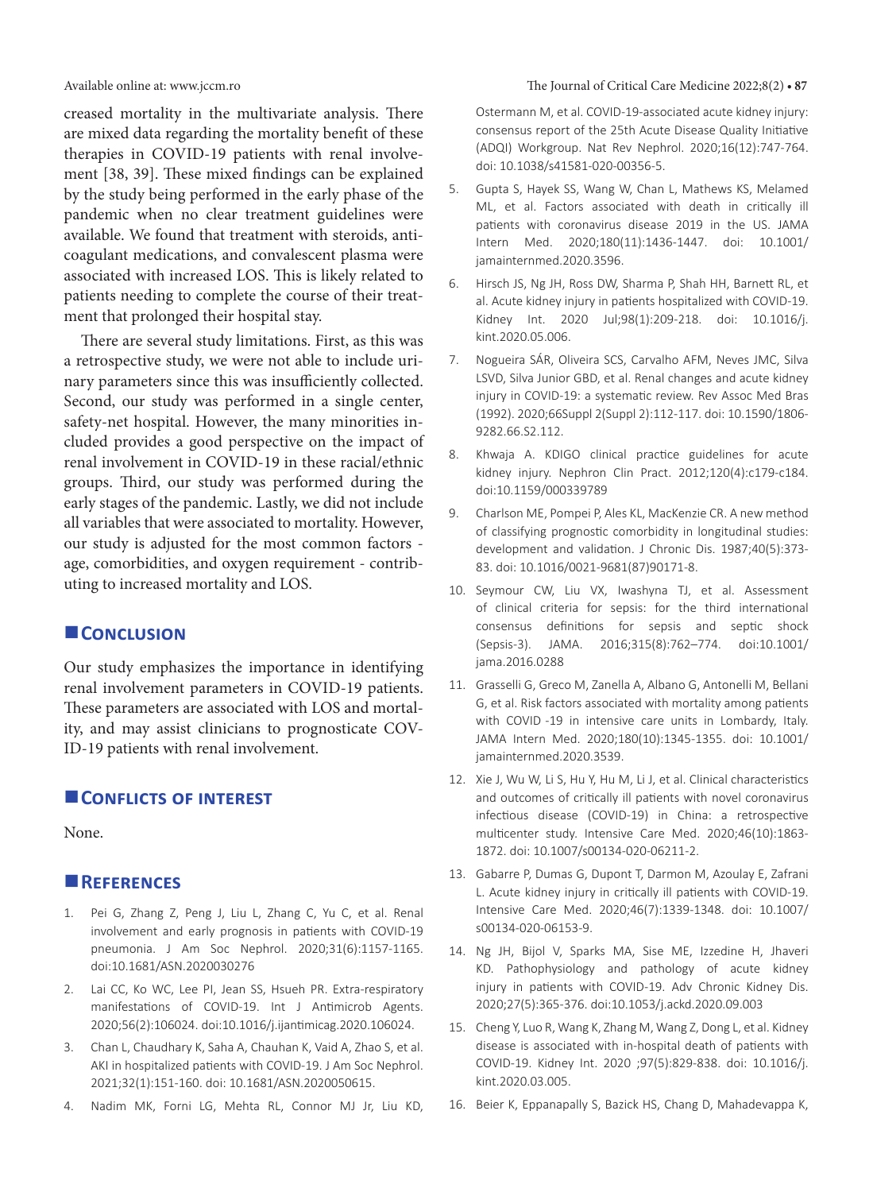creased mortality in the multivariate analysis. There are mixed data regarding the mortality benefit of these therapies in COVID-19 patients with renal involvement [38, 39]. These mixed findings can be explained by the study being performed in the early phase of the pandemic when no clear treatment guidelines were available. We found that treatment with steroids, anticoagulant medications, and convalescent plasma were associated with increased LOS. This is likely related to patients needing to complete the course of their treatment that prolonged their hospital stay.

There are several study limitations. First, as this was a retrospective study, we were not able to include urinary parameters since this was insufficiently collected. Second, our study was performed in a single center, safety-net hospital. However, the many minorities included provides a good perspective on the impact of renal involvement in COVID-19 in these racial/ethnic groups. Third, our study was performed during the early stages of the pandemic. Lastly, we did not include all variables that were associated to mortality. However, our study is adjusted for the most common factors - age, comorbidities, and oxygen requirement - contributing to increased mortality and LOS.

## Conclusion

Our study emphasizes the importance in identifying renal involvement parameters in COVID-19 patients. These parameters are associated with LOS and mortality, and may assist clinicians to prognosticate COVID-19 patients with renal involvement.

## Conflicts of interest

None.

## References

1. Pei G, Zhang Z, Peng J, Liu L, Zhang C, Yu C, et al. Renal involvement and early prognosis in patients with COVID-19 pneumonia. J Am Soc Nephrol. 2020;31(6):1157-1165. doi:10.1681/ASN.2020030276
2. Lai CC, Ko WC, Lee PI, Jean SS, Hsueh PR. Extra-respiratory manifestations of COVID-19. Int J Antimicrob Agents. 2020;56(2):106024. doi:10.1016/j.ijantimicag.2020.106024.
3. Chan L, Chaudhary K, Saha A, Chauhan K, Vaid A, Zhao S, et al. AKI in hospitalized patients with COVID-19. J Am Soc Nephrol. 2021;32(1):151-160. doi: 10.1681/ASN.2020050615.
4. Nadim MK, Forni LG, Mehta RL, Connor MJ Jr, Liu KD, Ostermann M, et al. COVID-19-associated acute kidney injury: consensus report of the 25th Acute Disease Quality Initiative (ADQI) Workgroup. Nat Rev Nephrol. 2020;16(12):747-764. doi: 10.1038/s41581-020-00356-5.
5. Gupta S, Hayek SS, Wang W, Chan L, Mathews KS, Melamed ML, et al. Factors associated with death in critically ill patients with coronavirus disease 2019 in the US. JAMA Intern Med. 2020;180(11):1436-1447. doi: 10.1001/jamainternmed.2020.3596.
6. Hirsch JS, Ng JH, Ross DW, Sharma P, Shah HH, Barnett RL, et al. Acute kidney injury in patients hospitalized with COVID-19. Kidney Int. 2020 Jul;98(1):209-218. doi: 10.1016/j.kint.2020.05.006.
7. Nogueira SÁR, Oliveira SCS, Carvalho AFM, Neves JMC, Silva LSVD, Silva Junior GBD, et al. Renal changes and acute kidney injury in COVID-19: a systematic review. Rev Assoc Med Bras (1992). 2020;66Suppl 2(Suppl 2):112-117. doi: 10.1590/1806-9282.66.S2.112.
8. Khwaja A. KDIGO clinical practice guidelines for acute kidney injury. Nephron Clin Pract. 2012;120(4):c179-c184. doi:10.1159/000339789
9. Charlson ME, Pompei P, Ales KL, MacKenzie CR. A new method of classifying prognostic comorbidity in longitudinal studies: development and validation. J Chronic Dis. 1987;40(5):373-83. doi: 10.1016/0021-9681(87)90171-8.
10. Seymour CW, Liu VX, Iwashyna TJ, et al. Assessment of clinical criteria for sepsis: for the third international consensus definitions for sepsis and septic shock (Sepsis-3). JAMA. 2016;315(8):762–774. doi:10.1001/jama.2016.0288
11. Grasselli G, Greco M, Zanella A, Albano G, Antonelli M, Bellani G, et al. Risk factors associated with mortality among patients with COVID -19 in intensive care units in Lombardy, Italy. JAMA Intern Med. 2020;180(10):1345-1355. doi: 10.1001/jamainternmed.2020.3539.
12. Xie J, Wu W, Li S, Hu Y, Hu M, Li J, et al. Clinical characteristics and outcomes of critically ill patients with novel coronavirus infectious disease (COVID-19) in China: a retrospective multicenter study. Intensive Care Med. 2020;46(10):1863-1872. doi: 10.1007/s00134-020-06211-2.
13. Gabarre P, Dumas G, Dupont T, Darmon M, Azoulay E, Zafrani L. Acute kidney injury in critically ill patients with COVID-19. Intensive Care Med. 2020;46(7):1339-1348. doi: 10.1007/s00134-020-06153-9.
14. Ng JH, Bijol V, Sparks MA, Sise ME, Izzedine H, Jhaveri KD. Pathophysiology and pathology of acute kidney injury in patients with COVID-19. Adv Chronic Kidney Dis. 2020;27(5):365-376. doi:10.1053/j.ackd.2020.09.003
15. Cheng Y, Luo R, Wang K, Zhang M, Wang Z, Dong L, et al. Kidney disease is associated with in-hospital death of patients with COVID-19. Kidney Int. 2020 ;97(5):829-838. doi: 10.1016/j.kint.2020.03.005.
16. Beier K, Eppanapally S, Bazick HS, Chang D, Mahadevappa K,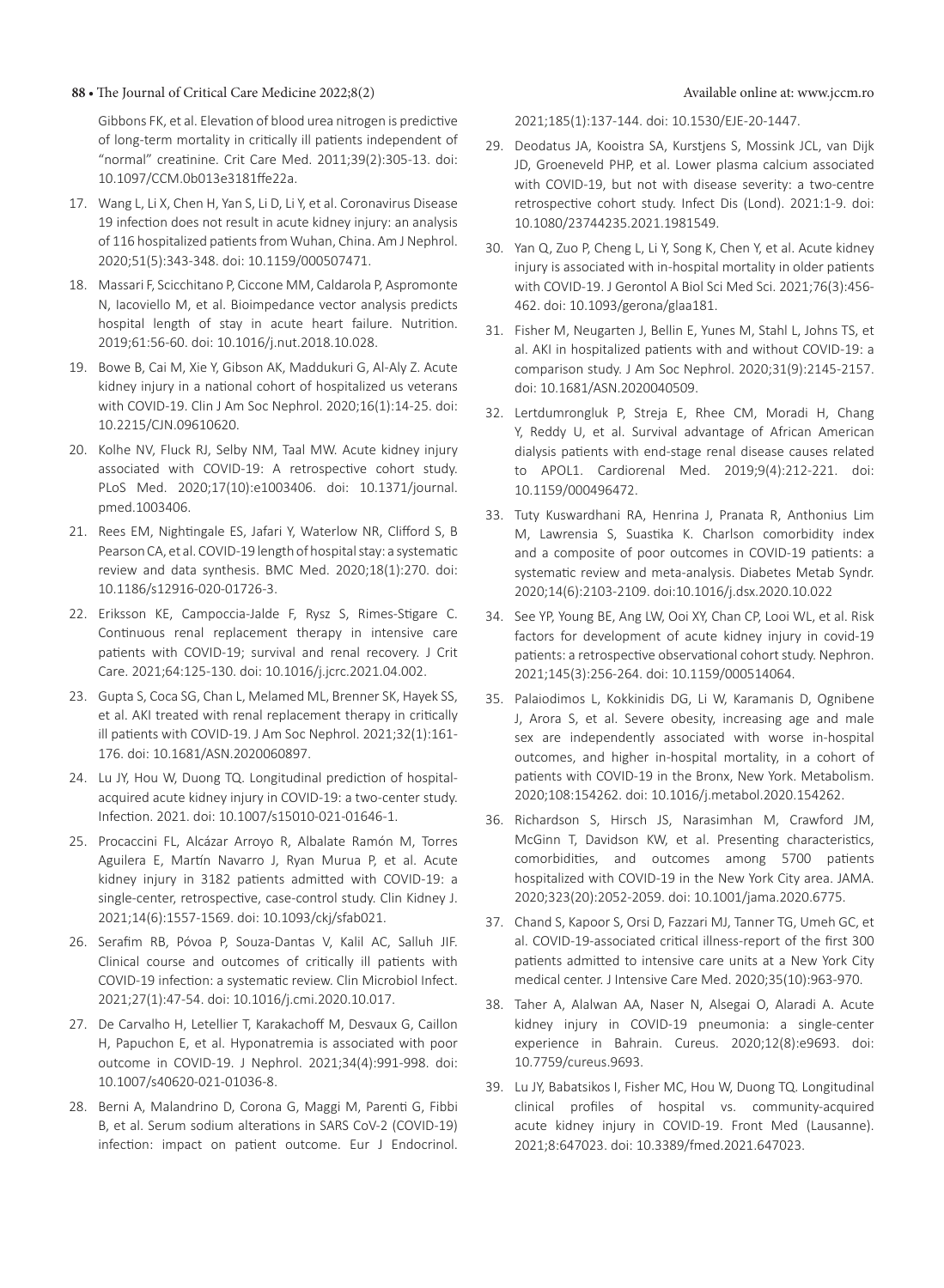Gibbons FK, et al. Elevation of blood urea nitrogen is predictive of long-term mortality in critically ill patients independent of "normal" creatinine. Crit Care Med. 2011;39(2):305-13. doi: 10.1097/CCM.0b013e3181ffe22a.

17. Wang L, Li X, Chen H, Yan S, Li D, Li Y, et al. Coronavirus Disease 19 infection does not result in acute kidney injury: an analysis of 116 hospitalized patients from Wuhan, China. Am J Nephrol. 2020;51(5):343-348. doi: 10.1159/000507471.
18. Massari F, Scicchitano P, Ciccone MM, Caldarola P, Aspromonte N, Iacoviello M, et al. Bioimpedance vector analysis predicts hospital length of stay in acute heart failure. Nutrition. 2019;61:56-60. doi: 10.1016/j.nut.2018.10.028.
19. Bowe B, Cai M, Xie Y, Gibson AK, Maddukuri G, Al-Aly Z. Acute kidney injury in a national cohort of hospitalized us veterans with COVID-19. Clin J Am Soc Nephrol. 2020;16(1):14-25. doi: 10.2215/CJN.09610620.
20. Kolhe NV, Fluck RJ, Selby NM, Taal MW. Acute kidney injury associated with COVID-19: A retrospective cohort study. PLoS Med. 2020;17(10):e1003406. doi: 10.1371/journal.pmed.1003406.
21. Rees EM, Nightingale ES, Jafari Y, Waterlow NR, Clifford S, B Pearson CA, et al. COVID-19 length of hospital stay: a systematic review and data synthesis. BMC Med. 2020;18(1):270. doi: 10.1186/s12916-020-01726-3.
22. Eriksson KE, Campoccia-Jalde F, Rysz S, Rimes-Stigare C. Continuous renal replacement therapy in intensive care patients with COVID-19; survival and renal recovery. J Crit Care. 2021;64:125-130. doi: 10.1016/j.jcrc.2021.04.002.
23. Gupta S, Coca SG, Chan L, Melamed ML, Brenner SK, Hayek SS, et al. AKI treated with renal replacement therapy in critically ill patients with COVID-19. J Am Soc Nephrol. 2021;32(1):161-176. doi: 10.1681/ASN.2020060897.
24. Lu JY, Hou W, Duong TQ. Longitudinal prediction of hospital-acquired acute kidney injury in COVID-19: a two-center study. Infection. 2021. doi: 10.1007/s15010-021-01646-1.
25. Procaccini FL, Alcázar Arroyo R, Albalate Ramón M, Torres Aguilera E, Martín Navarro J, Ryan Murua P, et al. Acute kidney injury in 3182 patients admitted with COVID-19: a single-center, retrospective, case-control study. Clin Kidney J. 2021;14(6):1557-1569. doi: 10.1093/ckj/sfab021.
26. Serafim RB, Póvoa P, Souza-Dantas V, Kalil AC, Salluh JIF. Clinical course and outcomes of critically ill patients with COVID-19 infection: a systematic review. Clin Microbiol Infect. 2021;27(1):47-54. doi: 10.1016/j.cmi.2020.10.017.
27. De Carvalho H, Letellier T, Karakachoff M, Desvaux G, Caillon H, Papuchon E, et al. Hyponatremia is associated with poor outcome in COVID-19. J Nephrol. 2021;34(4):991-998. doi: 10.1007/s40620-021-01036-8.
28. Berni A, Malandrino D, Corona G, Maggi M, Parenti G, Fibbi B, et al. Serum sodium alterations in SARS CoV-2 (COVID-19) infection: impact on patient outcome. Eur J Endocrinol. 2021;185(1):137-144. doi: 10.1530/EJE-20-1447.
29. Deodatus JA, Kooistra SA, Kurstjens S, Mossink JCL, van Dijk JD, Groeneveld PHP, et al. Lower plasma calcium associated with COVID-19, but not with disease severity: a two-centre retrospective cohort study. Infect Dis (Lond). 2021:1-9. doi: 10.1080/23744235.2021.1981549.
30. Yan Q, Zuo P, Cheng L, Li Y, Song K, Chen Y, et al. Acute kidney injury is associated with in-hospital mortality in older patients with COVID-19. J Gerontol A Biol Sci Med Sci. 2021;76(3):456-462. doi: 10.1093/gerona/glaa181.
31. Fisher M, Neugarten J, Bellin E, Yunes M, Stahl L, Johns TS, et al. AKI in hospitalized patients with and without COVID-19: a comparison study. J Am Soc Nephrol. 2020;31(9):2145-2157. doi: 10.1681/ASN.2020040509.
32. Lertdumrongluk P, Streja E, Rhee CM, Moradi H, Chang Y, Reddy U, et al. Survival advantage of African American dialysis patients with end-stage renal disease causes related to APOL1. Cardiorenal Med. 2019;9(4):212-221. doi: 10.1159/000496472.
33. Tuty Kuswardhani RA, Henrina J, Pranata R, Anthonius Lim M, Lawrensia S, Suastika K. Charlson comorbidity index and a composite of poor outcomes in COVID-19 patients: a systematic review and meta-analysis. Diabetes Metab Syndr. 2020;14(6):2103-2109. doi:10.1016/j.dsx.2020.10.022
34. See YP, Young BE, Ang LW, Ooi XY, Chan CP, Looi WL, et al. Risk factors for development of acute kidney injury in covid-19 patients: a retrospective observational cohort study. Nephron. 2021;145(3):256-264. doi: 10.1159/000514064.
35. Palaiodimos L, Kokkinidis DG, Li W, Karamanis D, Ognibene J, Arora S, et al. Severe obesity, increasing age and male sex are independently associated with worse in-hospital outcomes, and higher in-hospital mortality, in a cohort of patients with COVID-19 in the Bronx, New York. Metabolism. 2020;108:154262. doi: 10.1016/j.metabol.2020.154262.
36. Richardson S, Hirsch JS, Narasimhan M, Crawford JM, McGinn T, Davidson KW, et al. Presenting characteristics, comorbidities, and outcomes among 5700 patients hospitalized with COVID-19 in the New York City area. JAMA. 2020;323(20):2052-2059. doi: 10.1001/jama.2020.6775.
37. Chand S, Kapoor S, Orsi D, Fazzari MJ, Tanner TG, Umeh GC, et al. COVID-19-associated critical illness-report of the first 300 patients admitted to intensive care units at a New York City medical center. J Intensive Care Med. 2020;35(10):963-970.
38. Taher A, Alalwan AA, Naser N, Alsegai O, Alaradi A. Acute kidney injury in COVID-19 pneumonia: a single-center experience in Bahrain. Cureus. 2020;12(8):e9693. doi: 10.7759/cureus.9693.
39. Lu JY, Babatsikos I, Fisher MC, Hou W, Duong TQ. Longitudinal clinical profiles of hospital vs. community-acquired acute kidney injury in COVID-19. Front Med (Lausanne). 2021;8:647023. doi: 10.3389/fmed.2021.647023.